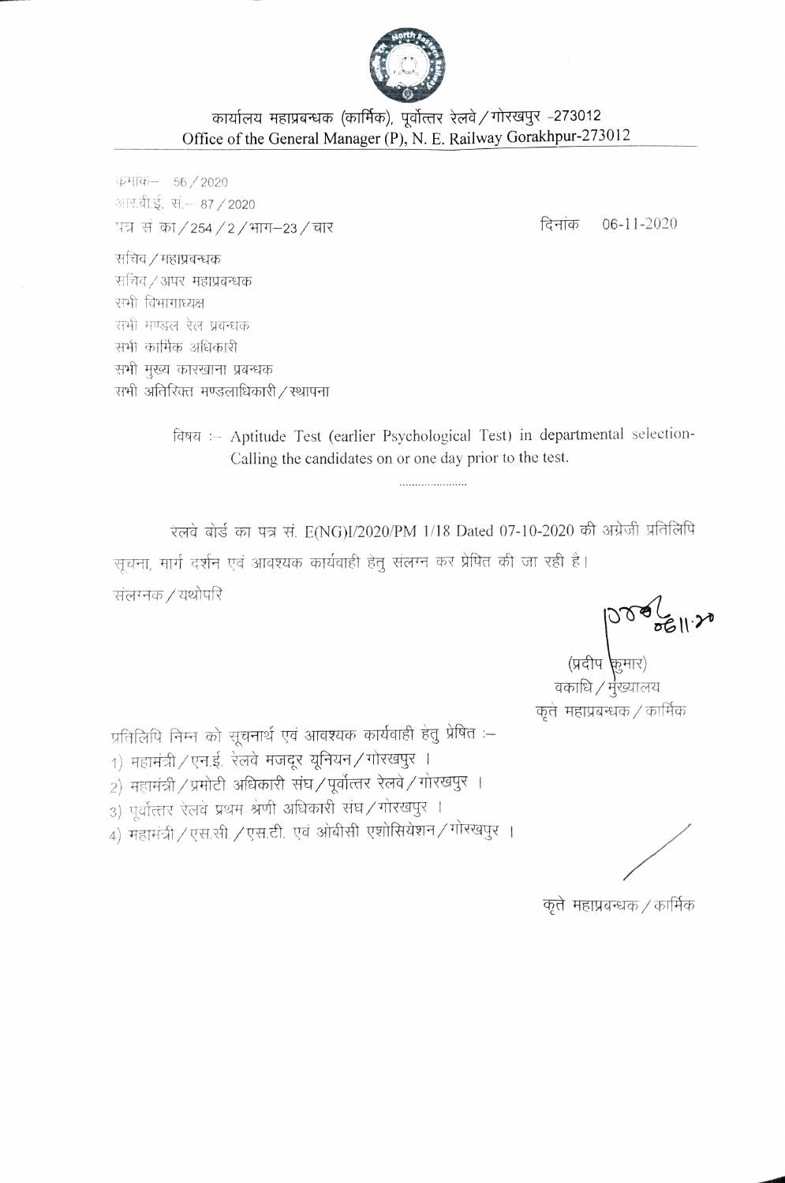कार्यालय महाप्रबन्धक (कार्मिक), पूर्वोत्तर रेलवे / गोरखपुर -273012

Office of the General Manager (P), N. E. Railway Gorakhpur-273012

क्रमांक– 56 / 2020

आर.बी.ई. सं.– 87 / 2020

पत्र सं का / 254 / 2 / भाग–23 / चार दिनांक 06-11-2020

सचिव / महाप्रबन्धक

सचिव / अपर महाप्रबन्धक

सभी विभागाध्यक्ष

सभी मण्डल रेल प्रबन्धक

सभी कार्मिक अधिकारी

सभी मुख्य कारखाना प्रबन्धक

सभी अतिरिक्त मण्डलाधिकारी / स्थापना

विषय :– Aptitude Test (earlier Psychological Test) in departmental selection- Calling the candidates on or one day prior to the test.

......................

रेलवे बोर्ड का पत्र सं. E(NG)I/2020/PM 1/18 Dated 07-10-2020 की अंग्रेजी प्रतिलिपि सूचना, मार्ग दर्शन एवं आवश्यक कार्यवाही हेतु संलग्न कर प्रेषित की जा रही है।

संलग्नक / यथोपरि

(प्रदीप कुमार)

वकाधि / मुख्यालय

कृते महाप्रबन्धक / कार्मिक

प्रतिलिपि निम्न को सूचनार्थ एवं आवश्यक कार्यवाही हेतु प्रेषित :–

1) महामंत्री / एन.ई. रेलवे मजदूर यूनियन / गोरखपुर ।
2) महामंत्री / प्रमोटी अधिकारी संघ / पूर्वोत्तर रेलवे / गोरखपुर ।
3) पूर्वोत्तर रेलवे प्रथम श्रेणी अधिकारी संघ / गोरखपुर ।
4) महामंत्री / एस.सी. / एस.टी. एवं ओबीसी एशोसियेशन / गोरखपुर ।

कृते महाप्रबन्धक / कार्मिक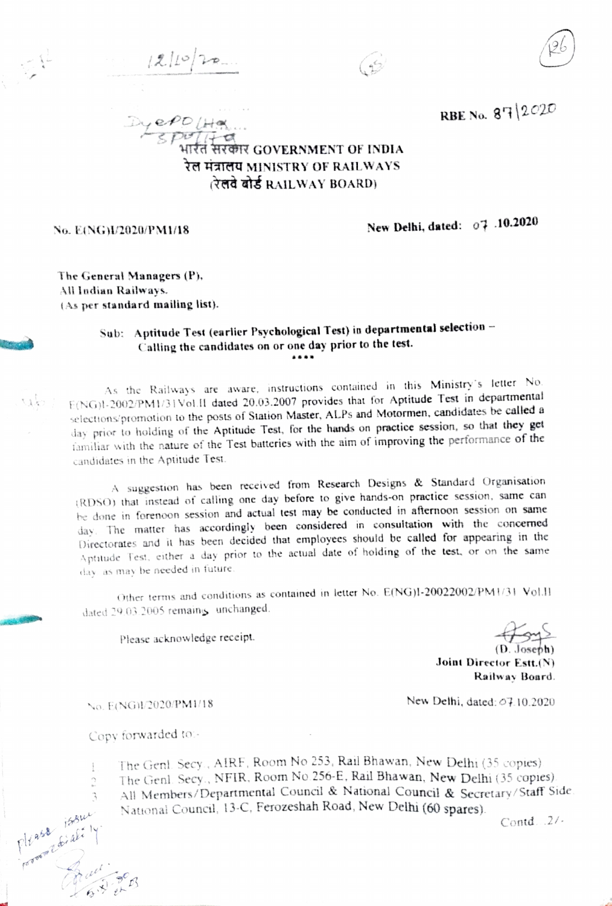RBE No. 87/2020

भारत सरकार GOVERNMENT OF INDIA
रेल मंत्रालय MINISTRY OF RAILWAYS
(रेलवे बोर्ड RAILWAY BOARD)

No. E(NG)I/2020/PM1/18

New Delhi, dated: 07.10.2020

The General Managers (P),
All Indian Railways.
(As per standard mailing list).

**Sub: Aptitude Test (earlier Psychological Test) in departmental selection – Calling the candidates on or one day prior to the test.**

\*\*\*\*

As the Railways are aware, instructions contained in this Ministry's letter No. E(NG)I-2002/PM1/31Vol.II dated 20.03.2007 provides that for Aptitude Test in departmental selections/promotion to the posts of Station Master, ALPs and Motormen, candidates be called a day prior to holding of the Aptitude Test, for the hands on practice session, so that they get familiar with the nature of the Test batteries with the aim of improving the performance of the candidates in the Aptitude Test.

A suggestion has been received from Research Designs & Standard Organisation (RDSO) that instead of calling one day before to give hands-on practice session, same can be done in forenoon session and actual test may be conducted in afternoon session on same day. The matter has accordingly been considered in consultation with the concerned Directorates and it has been decided that employees should be called for appearing in the Aptitude Test, either a day prior to the actual date of holding of the test, or on the same day as may be needed in future.

Other terms and conditions as contained in letter No. E(NG)I-20022002/PM1/31 Vol.II dated 29.03.2005 remains unchanged.

Please acknowledge receipt.

(D. Joseph)
Joint Director Estt.(N)
Railway Board.

No. E(NG)I/2020/PM1/18

New Delhi, dated: 07.10.2020

Copy forwarded to:-

1. The Genl. Secy., AIRF, Room No 253, Rail Bhawan, New Delhi (35 copies)
2. The Genl. Secy., NFIR, Room No 256-E, Rail Bhawan, New Delhi (35 copies)
3. All Members/Departmental Council & National Council & Secretary/Staff Side National Council, 13-C, Ferozeshah Road, New Delhi (60 spares).

Contd...2/-